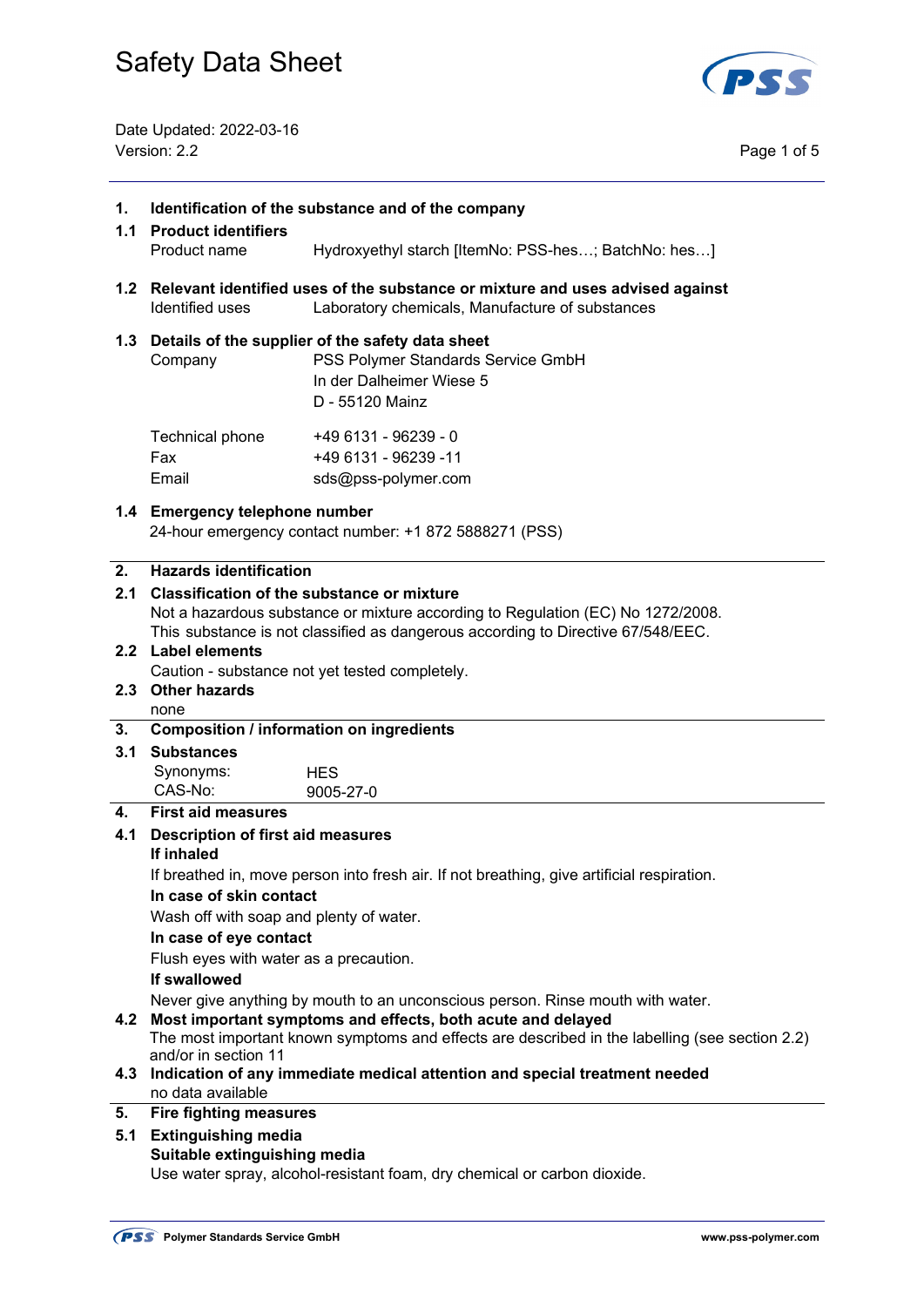# Safety Data Sheet

Date Updated: 2022-03-16
Version: 2.2

## 1. Identification of the substance and of the company

### 1.1 Product identifiers

Product name: Hydroxyethyl starch [ItemNo: PSS-hes…; BatchNo: hes…]

### 1.2 Relevant identified uses of the substance or mixture and uses advised against

Identified uses: Laboratory chemicals, Manufacture of substances

### 1.3 Details of the supplier of the safety data sheet

Company: PSS Polymer Standards Service GmbH
In der Dalheimer Wiese 5
D - 55120 Mainz

Technical phone: +49 6131 - 96239 - 0
Fax: +49 6131 - 96239 -11
Email: sds@pss-polymer.com

### 1.4 Emergency telephone number

24-hour emergency contact number: +1 872 5888271 (PSS)

## 2. Hazards identification

### 2.1 Classification of the substance or mixture

Not a hazardous substance or mixture according to Regulation (EC) No 1272/2008.
This substance is not classified as dangerous according to Directive 67/548/EEC.

### 2.2 Label elements

Caution - substance not yet tested completely.

### 2.3 Other hazards

none

## 3. Composition / information on ingredients

### 3.1 Substances

Synonyms: HES
CAS-No: 9005-27-0

## 4. First aid measures

### 4.1 Description of first aid measures

**If inhaled**

If breathed in, move person into fresh air. If not breathing, give artificial respiration.

**In case of skin contact**

Wash off with soap and plenty of water.

**In case of eye contact**

Flush eyes with water as a precaution.

**If swallowed**

Never give anything by mouth to an unconscious person. Rinse mouth with water.

### 4.2 Most important symptoms and effects, both acute and delayed

The most important known symptoms and effects are described in the labelling (see section 2.2) and/or in section 11

### 4.3 Indication of any immediate medical attention and special treatment needed

no data available

## 5. Fire fighting measures

### 5.1 Extinguishing media

**Suitable extinguishing media**

Use water spray, alcohol-resistant foam, dry chemical or carbon dioxide.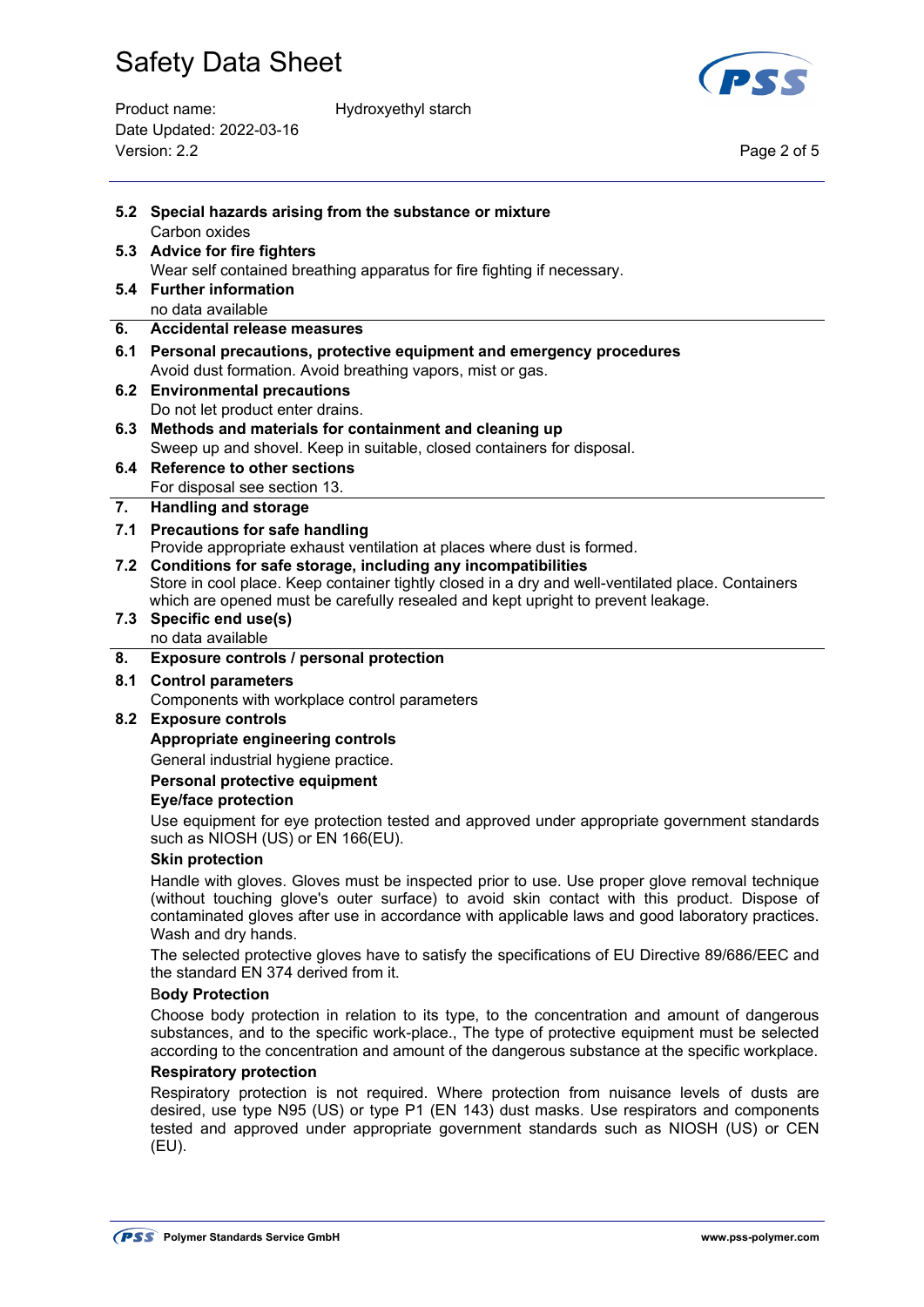### 5.2 Special hazards arising from the substance or mixture

Carbon oxides

### 5.3 Advice for fire fighters

Wear self contained breathing apparatus for fire fighting if necessary.

### 5.4 Further information

no data available

## 6. Accidental release measures

### 6.1 Personal precautions, protective equipment and emergency procedures

Avoid dust formation. Avoid breathing vapors, mist or gas.

### 6.2 Environmental precautions

Do not let product enter drains.

### 6.3 Methods and materials for containment and cleaning up

Sweep up and shovel. Keep in suitable, closed containers for disposal.

### 6.4 Reference to other sections

For disposal see section 13.

## 7. Handling and storage

### 7.1 Precautions for safe handling

Provide appropriate exhaust ventilation at places where dust is formed.

### 7.2 Conditions for safe storage, including any incompatibilities

Store in cool place. Keep container tightly closed in a dry and well-ventilated place. Containers which are opened must be carefully resealed and kept upright to prevent leakage.

### 7.3 Specific end use(s)

no data available

## 8. Exposure controls / personal protection

### 8.1 Control parameters

Components with workplace control parameters

### 8.2 Exposure controls

**Appropriate engineering controls**

General industrial hygiene practice.

**Personal protective equipment**

**Eye/face protection**

Use equipment for eye protection tested and approved under appropriate government standards such as NIOSH (US) or EN 166(EU).

**Skin protection**

Handle with gloves. Gloves must be inspected prior to use. Use proper glove removal technique (without touching glove's outer surface) to avoid skin contact with this product. Dispose of contaminated gloves after use in accordance with applicable laws and good laboratory practices. Wash and dry hands.

The selected protective gloves have to satisfy the specifications of EU Directive 89/686/EEC and the standard EN 374 derived from it.

**Body Protection**

Choose body protection in relation to its type, to the concentration and amount of dangerous substances, and to the specific work-place., The type of protective equipment must be selected according to the concentration and amount of the dangerous substance at the specific workplace.

**Respiratory protection**

Respiratory protection is not required. Where protection from nuisance levels of dusts are desired, use type N95 (US) or type P1 (EN 143) dust masks. Use respirators and components tested and approved under appropriate government standards such as NIOSH (US) or CEN (EU).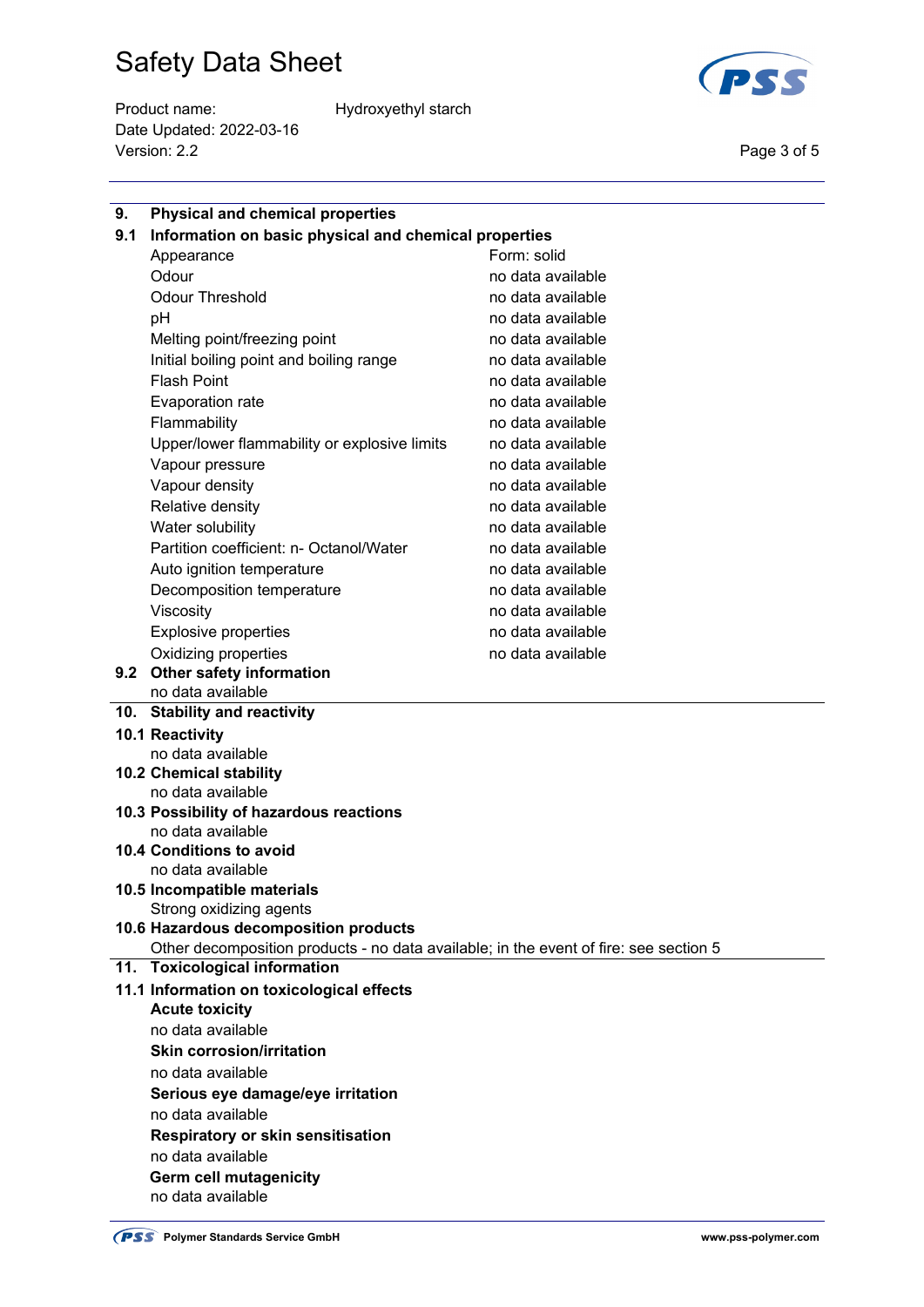## 9. Physical and chemical properties

### 9.1 Information on basic physical and chemical properties

| Property | Value |
|---|---|
| Appearance | Form: solid |
| Odour | no data available |
| Odour Threshold | no data available |
| pH | no data available |
| Melting point/freezing point | no data available |
| Initial boiling point and boiling range | no data available |
| Flash Point | no data available |
| Evaporation rate | no data available |
| Flammability | no data available |
| Upper/lower flammability or explosive limits | no data available |
| Vapour pressure | no data available |
| Vapour density | no data available |
| Relative density | no data available |
| Water solubility | no data available |
| Partition coefficient: n- Octanol/Water | no data available |
| Auto ignition temperature | no data available |
| Decomposition temperature | no data available |
| Viscosity | no data available |
| Explosive properties | no data available |
| Oxidizing properties | no data available |

### 9.2 Other safety information

no data available

## 10. Stability and reactivity

### 10.1 Reactivity

no data available

### 10.2 Chemical stability

no data available

### 10.3 Possibility of hazardous reactions

no data available

### 10.4 Conditions to avoid

no data available

### 10.5 Incompatible materials

Strong oxidizing agents

### 10.6 Hazardous decomposition products

Other decomposition products - no data available; in the event of fire: see section 5

## 11. Toxicological information

### 11.1 Information on toxicological effects

**Acute toxicity**

no data available

**Skin corrosion/irritation**

no data available

**Serious eye damage/eye irritation**

no data available

**Respiratory or skin sensitisation**

no data available

**Germ cell mutagenicity**

no data available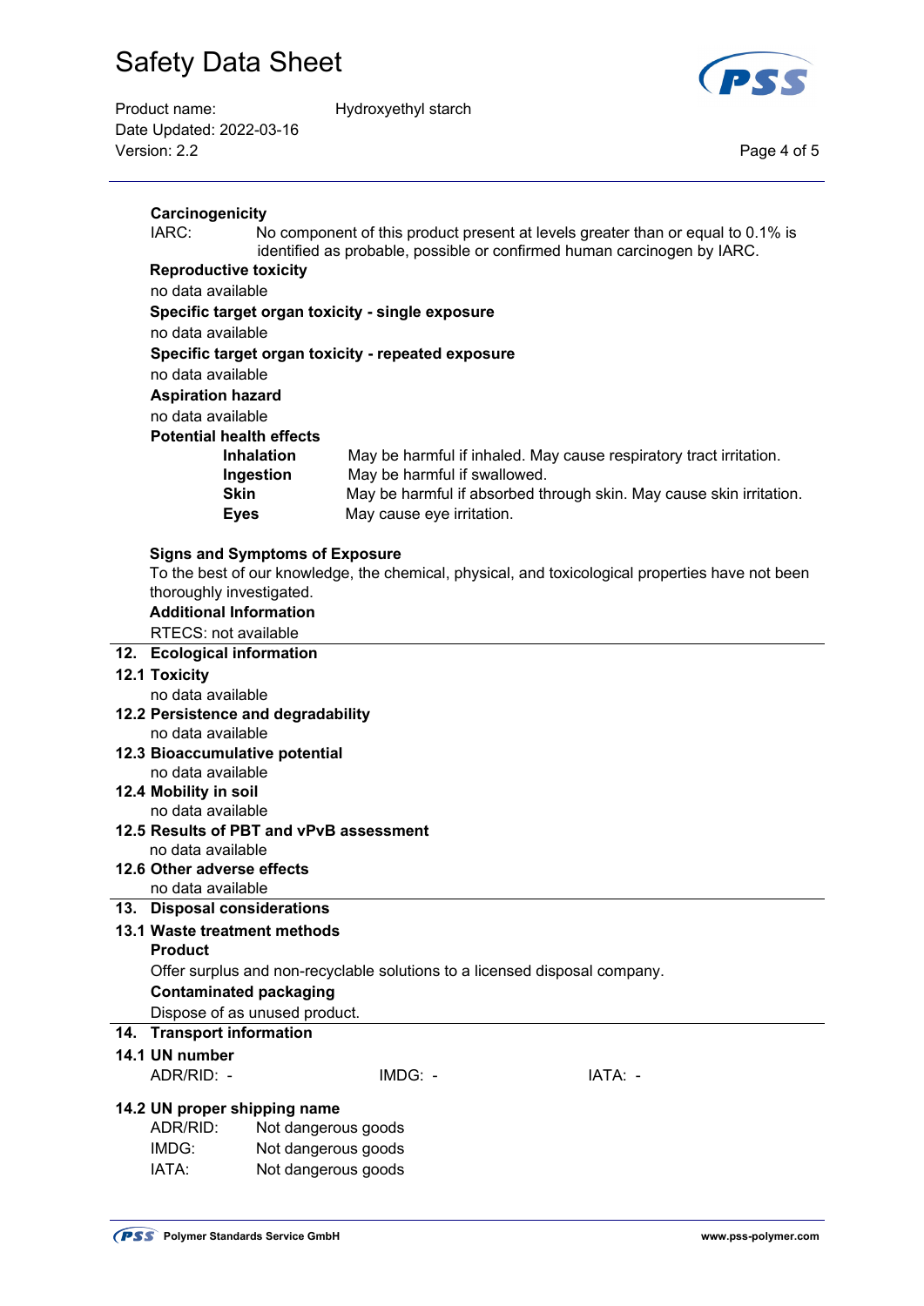**Carcinogenicity**

IARC: No component of this product present at levels greater than or equal to 0.1% is identified as probable, possible or confirmed human carcinogen by IARC.

**Reproductive toxicity**

no data available

**Specific target organ toxicity - single exposure**

no data available

**Specific target organ toxicity - repeated exposure**

no data available

**Aspiration hazard**

no data available

**Potential health effects**

| | |
|---|---|
| **Inhalation** | May be harmful if inhaled. May cause respiratory tract irritation. |
| **Ingestion** | May be harmful if swallowed. |
| **Skin** | May be harmful if absorbed through skin. May cause skin irritation. |
| **Eyes** | May cause eye irritation. |

**Signs and Symptoms of Exposure**

To the best of our knowledge, the chemical, physical, and toxicological properties have not been thoroughly investigated.

**Additional Information**

RTECS: not available

## 12. Ecological information

### 12.1 Toxicity

no data available

### 12.2 Persistence and degradability

no data available

### 12.3 Bioaccumulative potential

no data available

### 12.4 Mobility in soil

no data available

### 12.5 Results of PBT and vPvB assessment

no data available

### 12.6 Other adverse effects

no data available

## 13. Disposal considerations

### 13.1 Waste treatment methods

**Product**

Offer surplus and non-recyclable solutions to a licensed disposal company.

**Contaminated packaging**

Dispose of as unused product.

## 14. Transport information

### 14.1 UN number

ADR/RID: - IMDG: - IATA: -

### 14.2 UN proper shipping name

ADR/RID: Not dangerous goods
IMDG: Not dangerous goods
IATA: Not dangerous goods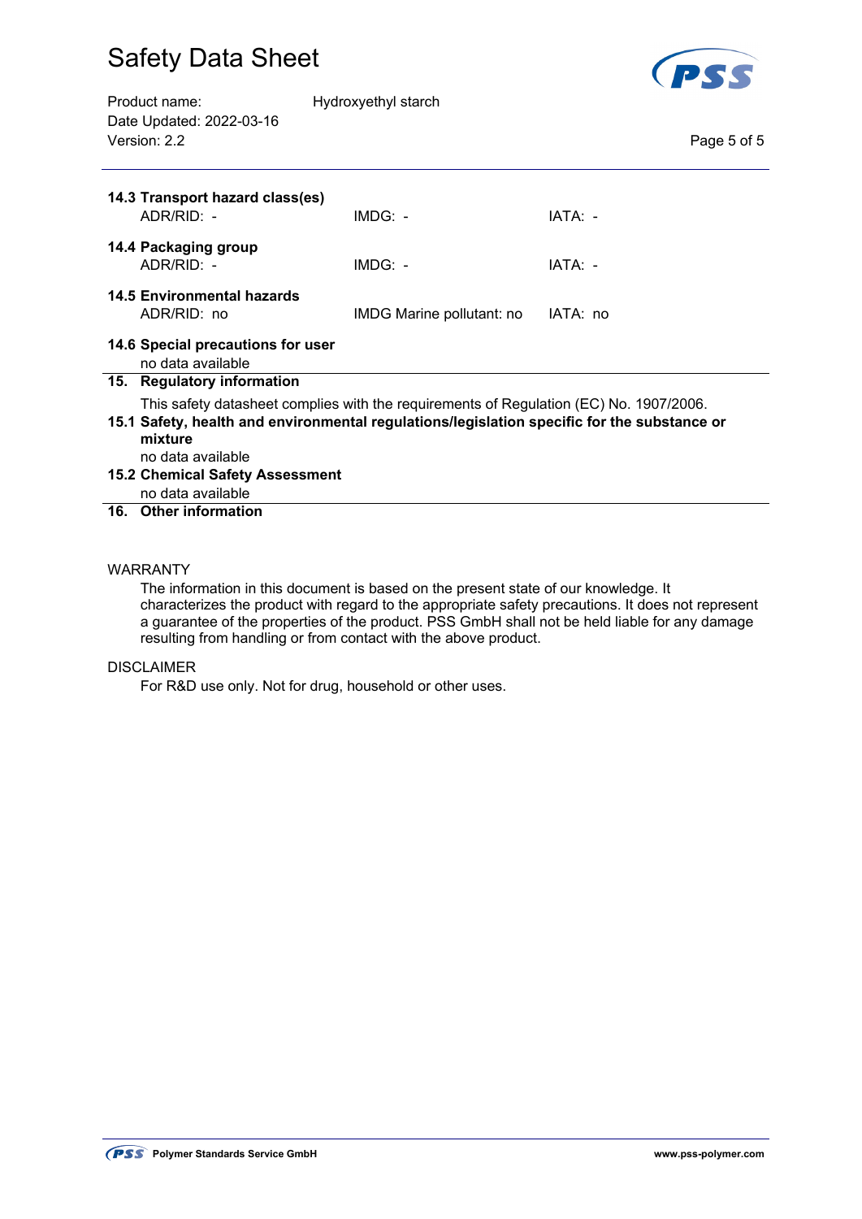**14.3 Transport hazard class(es)**

| | | |
|---|---|---|
| ADR/RID: - | IMDG: - | IATA: - |

**14.4 Packaging group**

| | | |
|---|---|---|
| ADR/RID: - | IMDG: - | IATA: - |

**14.5 Environmental hazards**

| | | |
|---|---|---|
| ADR/RID: no | IMDG Marine pollutant: no | IATA: no |

**14.6 Special precautions for user**

no data available

## 15. Regulatory information

This safety datasheet complies with the requirements of Regulation (EC) No. 1907/2006.

**15.1 Safety, health and environmental regulations/legislation specific for the substance or mixture**

no data available

**15.2 Chemical Safety Assessment**

no data available

## 16. Other information

WARRANTY

The information in this document is based on the present state of our knowledge. It characterizes the product with regard to the appropriate safety precautions. It does not represent a guarantee of the properties of the product. PSS GmbH shall not be held liable for any damage resulting from handling or from contact with the above product.

DISCLAIMER

For R&D use only. Not for drug, household or other uses.